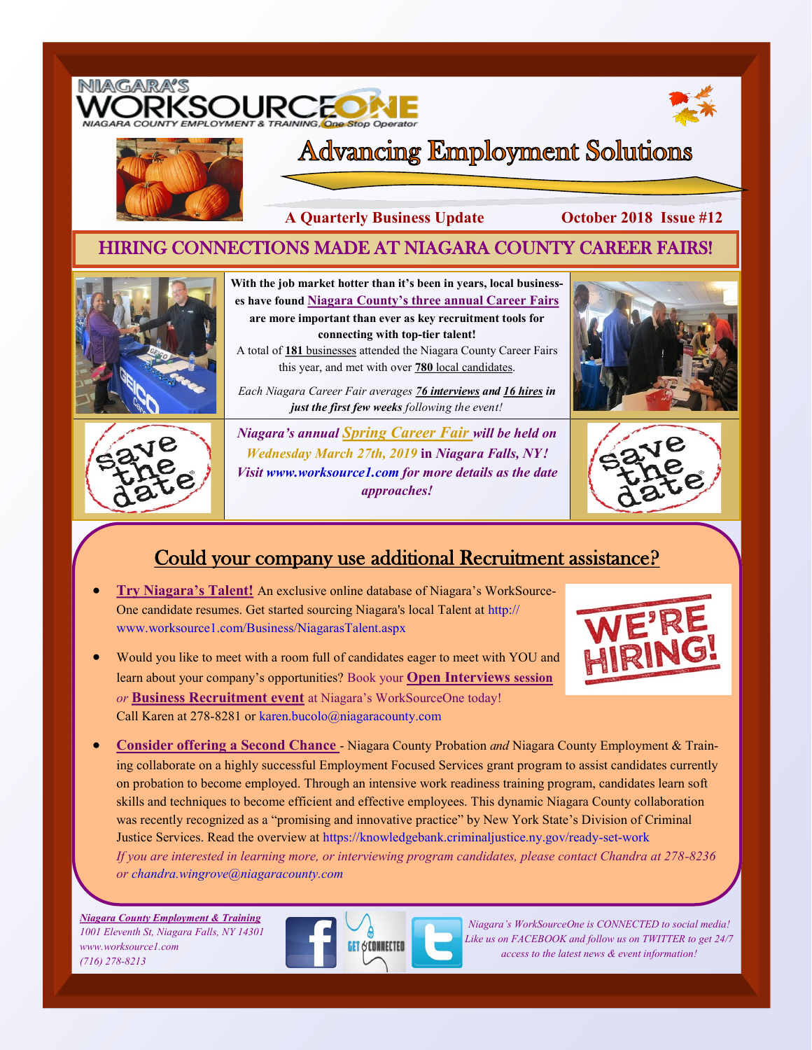NIAGARA'S WORKSOURCEONE

NIAGARA COUNTY EMPLOYMENT & TRAINING, One Stop Operator

# Advancing Employment Solutions

**A Quarterly Business Update** **October 2018 Issue #12**

## HIRING CONNECTIONS MADE AT NIAGARA COUNTY CAREER FAIRS!

**With the job market hotter than it's been in years, local businesses have found Niagara County's three annual Career Fairs are more important than ever as key recruitment tools for connecting with top-tier talent!**

A total of **181** businesses attended the Niagara County Career Fairs this year, and met with over **780** local candidates.

*Each Niagara Career Fair averages **76 interviews** and **16 hires** in **just the first few weeks** following the event!*

save the date

***Niagara's annual Spring Career Fair will be held on Wednesday March 27th, 2019 in Niagara Falls, NY! Visit www.worksource1.com for more details as the date approaches!***

save the date

## Could your company use additional Recruitment assistance?

- **Try Niagara's Talent!** An exclusive online database of Niagara's WorkSourceOne candidate resumes. Get started sourcing Niagara's local Talent at http://www.worksource1.com/Business/NiagarasTalent.aspx
- Would you like to meet with a room full of candidates eager to meet with YOU and learn about your company's opportunities? Book your **Open Interviews session** *or* **Business Recruitment event** at Niagara's WorkSourceOne today! Call Karen at 278-8281 or karen.bucolo@niagaracounty.com
- **Consider offering a Second Chance** - Niagara County Probation *and* Niagara County Employment & Training collaborate on a highly successful Employment Focused Services grant program to assist candidates currently on probation to become employed. Through an intensive work readiness training program, candidates learn soft skills and techniques to become efficient and effective employees. This dynamic Niagara County collaboration was recently recognized as a "promising and innovative practice" by New York State's Division of Criminal Justice Services. Read the overview at https://knowledgebank.criminaljustice.ny.gov/ready-set-work
  *If you are interested in learning more, or interviewing program candidates, please contact Chandra at 278-8236 or chandra.wingrove@niagaracounty.com*

WE'RE HIRING!

***Niagara County Employment & Training***
*1001 Eleventh St, Niagara Falls, NY 14301*
*www.worksource1.com*
*(716) 278-8213*

GET CONNECTED

*Niagara's WorkSourceOne is CONNECTED to social media! Like us on FACEBOOK and follow us on TWITTER to get 24/7 access to the latest news & event information!*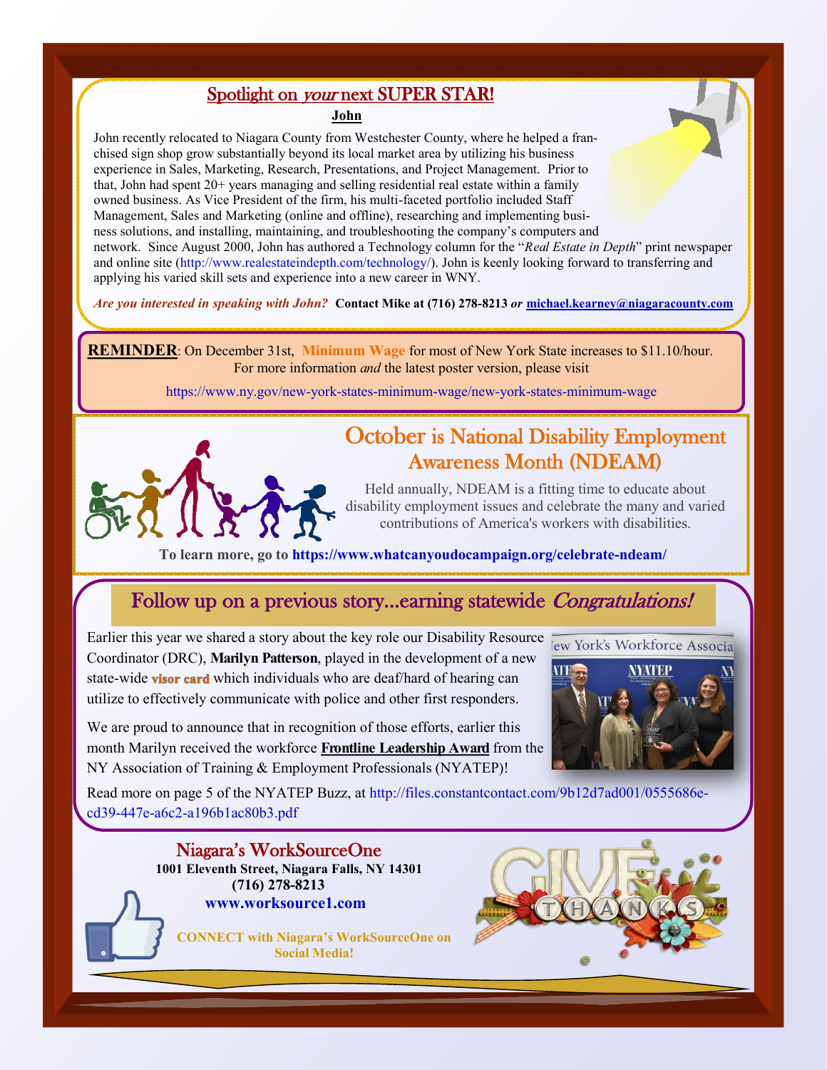## Spotlight on *your* next SUPER STAR!

**John**

John recently relocated to Niagara County from Westchester County, where he helped a franchised sign shop grow substantially beyond its local market area by utilizing his business experience in Sales, Marketing, Research, Presentations, and Project Management. Prior to that, John had spent 20+ years managing and selling residential real estate within a family owned business. As Vice President of the firm, his multi-faceted portfolio included Staff Management, Sales and Marketing (online and offline), researching and implementing business solutions, and installing, maintaining, and troubleshooting the company's computers and network. Since August 2000, John has authored a Technology column for the "*Real Estate in Depth*" print newspaper and online site (http://www.realestateindepth.com/technology/). John is keenly looking forward to transferring and applying his varied skill sets and experience into a new career in WNY.

***Are you interested in speaking with John?*** **Contact Mike at (716) 278-8213** ***or*** **michael.kearney@niagaracounty.com**

**REMINDER**: On December 31st, **Minimum Wage** for most of New York State increases to $11.10/hour. For more information *and* the latest poster version, please visit

https://www.ny.gov/new-york-states-minimum-wage/new-york-states-minimum-wage

## October is National Disability Employment Awareness Month (NDEAM)

Held annually, NDEAM is a fitting time to educate about disability employment issues and celebrate the many and varied contributions of America's workers with disabilities.

**To learn more, go to https://www.whatcanyoudocampaign.org/celebrate-ndeam/**

## Follow up on a previous story...earning statewide *Congratulations!*

Earlier this year we shared a story about the key role our Disability Resource Coordinator (DRC), **Marilyn Patterson**, played in the development of a new state-wide **visor card** which individuals who are deaf/hard of hearing can utilize to effectively communicate with police and other first responders.

We are proud to announce that in recognition of those efforts, earlier this month Marilyn received the workforce **Frontline Leadership Award** from the NY Association of Training & Employment Professionals (NYATEP)!

Read more on page 5 of the NYATEP Buzz, at http://files.constantcontact.com/9b12d7ad001/0555686e-cd39-447e-a6c2-a196b1ac80b3.pdf

**Niagara's WorkSourceOne**
**1001 Eleventh Street, Niagara Falls, NY 14301**
**(716) 278-8213**
**www.worksource1.com**

**CONNECT with Niagara's WorkSourceOne on Social Media!**

GIVE THANKS